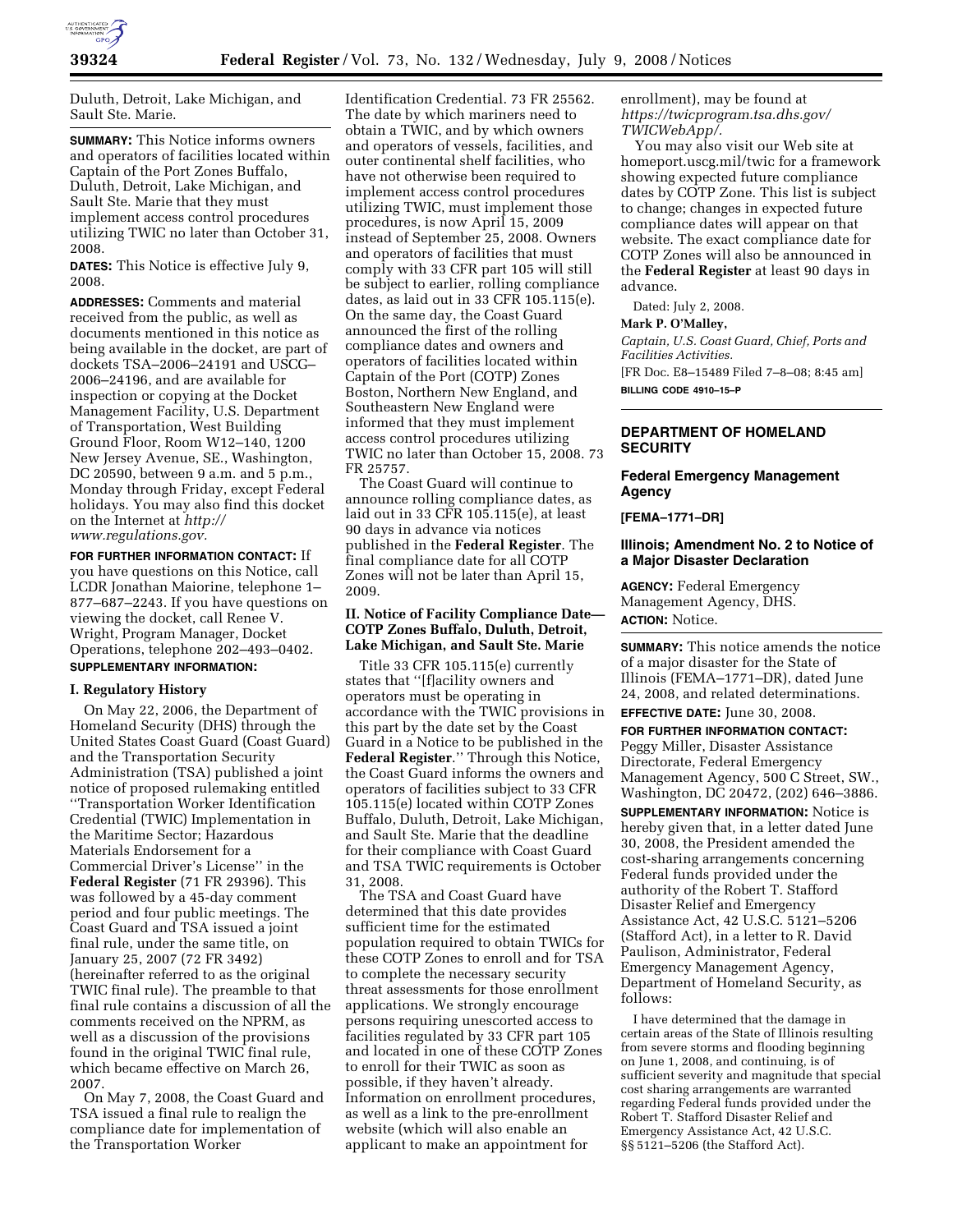Duluth, Detroit, Lake Michigan, and Sault Ste. Marie.

**SUMMARY:** This Notice informs owners and operators of facilities located within Captain of the Port Zones Buffalo, Duluth, Detroit, Lake Michigan, and Sault Ste. Marie that they must implement access control procedures utilizing TWIC no later than October 31, 2008.

**DATES:** This Notice is effective July 9, 2008.

**ADDRESSES:** Comments and material received from the public, as well as documents mentioned in this notice as being available in the docket, are part of dockets TSA–2006–24191 and USCG–2006–24196, and are available for inspection or copying at the Docket Management Facility, U.S. Department of Transportation, West Building Ground Floor, Room W12–140, 1200 New Jersey Avenue, SE., Washington, DC 20590, between 9 a.m. and 5 p.m., Monday through Friday, except Federal holidays. You may also find this docket on the Internet at *http://www.regulations.gov.*

**FOR FURTHER INFORMATION CONTACT:** If you have questions on this Notice, call LCDR Jonathan Maiorine, telephone 1–877–687–2243. If you have questions on viewing the docket, call Renee V. Wright, Program Manager, Docket Operations, telephone 202–493–0402.

**SUPPLEMENTARY INFORMATION:**

## I. Regulatory History

On May 22, 2006, the Department of Homeland Security (DHS) through the United States Coast Guard (Coast Guard) and the Transportation Security Administration (TSA) published a joint notice of proposed rulemaking entitled ''Transportation Worker Identification Credential (TWIC) Implementation in the Maritime Sector; Hazardous Materials Endorsement for a Commercial Driver's License'' in the **Federal Register** (71 FR 29396). This was followed by a 45-day comment period and four public meetings. The Coast Guard and TSA issued a joint final rule, under the same title, on January 25, 2007 (72 FR 3492) (hereinafter referred to as the original TWIC final rule). The preamble to that final rule contains a discussion of all the comments received on the NPRM, as well as a discussion of the provisions found in the original TWIC final rule, which became effective on March 26, 2007.

On May 7, 2008, the Coast Guard and TSA issued a final rule to realign the compliance date for implementation of the Transportation Worker Identification Credential. 73 FR 25562. The date by which mariners need to obtain a TWIC, and by which owners and operators of vessels, facilities, and outer continental shelf facilities, who have not otherwise been required to implement access control procedures utilizing TWIC, must implement those procedures, is now April 15, 2009 instead of September 25, 2008. Owners and operators of facilities that must comply with 33 CFR part 105 will still be subject to earlier, rolling compliance dates, as laid out in 33 CFR 105.115(e). On the same day, the Coast Guard announced the first of the rolling compliance dates and owners and operators of facilities located within Captain of the Port (COTP) Zones Boston, Northern New England, and Southeastern New England were informed that they must implement access control procedures utilizing TWIC no later than October 15, 2008. 73 FR 25757.

The Coast Guard will continue to announce rolling compliance dates, as laid out in 33 CFR 105.115(e), at least 90 days in advance via notices published in the **Federal Register**. The final compliance date for all COTP Zones will not be later than April 15, 2009.

## II. Notice of Facility Compliance Date—COTP Zones Buffalo, Duluth, Detroit, Lake Michigan, and Sault Ste. Marie

Title 33 CFR 105.115(e) currently states that ''[f]acility owners and operators must be operating in accordance with the TWIC provisions in this part by the date set by the Coast Guard in a Notice to be published in the **Federal Register**.'' Through this Notice, the Coast Guard informs the owners and operators of facilities subject to 33 CFR 105.115(e) located within COTP Zones Buffalo, Duluth, Detroit, Lake Michigan, and Sault Ste. Marie that the deadline for their compliance with Coast Guard and TSA TWIC requirements is October 31, 2008.

The TSA and Coast Guard have determined that this date provides sufficient time for the estimated population required to obtain TWICs for these COTP Zones to enroll and for TSA to complete the necessary security threat assessments for those enrollment applications. We strongly encourage persons requiring unescorted access to facilities regulated by 33 CFR part 105 and located in one of these COTP Zones to enroll for their TWIC as soon as possible, if they haven't already. Information on enrollment procedures, as well as a link to the pre-enrollment website (which will also enable an applicant to make an appointment for enrollment), may be found at *https://twicprogram.tsa.dhs.gov/TWICWebApp/.*

You may also visit our Web site at homeport.uscg.mil/twic for a framework showing expected future compliance dates by COTP Zone. This list is subject to change; changes in expected future compliance dates will appear on that website. The exact compliance date for COTP Zones will also be announced in the **Federal Register** at least 90 days in advance.

Dated: July 2, 2008.

**Mark P. O'Malley,**

*Captain, U.S. Coast Guard, Chief, Ports and Facilities Activities.*

[FR Doc. E8–15489 Filed 7–8–08; 8:45 am]

**BILLING CODE 4910–15–P**

---

# DEPARTMENT OF HOMELAND SECURITY

## Federal Emergency Management Agency

**[FEMA–1771–DR]**

## Illinois; Amendment No. 2 to Notice of a Major Disaster Declaration

**AGENCY:** Federal Emergency Management Agency, DHS.

**ACTION:** Notice.

**SUMMARY:** This notice amends the notice of a major disaster for the State of Illinois (FEMA–1771–DR), dated June 24, 2008, and related determinations.

**EFFECTIVE DATE:** June 30, 2008.

**FOR FURTHER INFORMATION CONTACT:** Peggy Miller, Disaster Assistance Directorate, Federal Emergency Management Agency, 500 C Street, SW., Washington, DC 20472, (202) 646–3886.

**SUPPLEMENTARY INFORMATION:** Notice is hereby given that, in a letter dated June 30, 2008, the President amended the cost-sharing arrangements concerning Federal funds provided under the authority of the Robert T. Stafford Disaster Relief and Emergency Assistance Act, 42 U.S.C. 5121–5206 (Stafford Act), in a letter to R. David Paulison, Administrator, Federal Emergency Management Agency, Department of Homeland Security, as follows:

> I have determined that the damage in certain areas of the State of Illinois resulting from severe storms and flooding beginning on June 1, 2008, and continuing, is of sufficient severity and magnitude that special cost sharing arrangements are warranted regarding Federal funds provided under the Robert T. Stafford Disaster Relief and Emergency Assistance Act, 42 U.S.C. §§ 5121–5206 (the Stafford Act).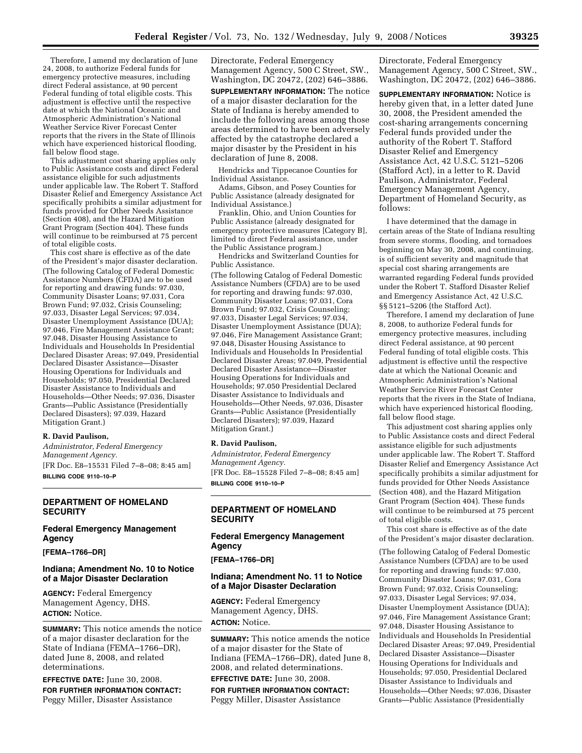Therefore, I amend my declaration of June 24, 2008, to authorize Federal funds for emergency protective measures, including direct Federal assistance, at 90 percent Federal funding of total eligible costs. This adjustment is effective until the respective date at which the National Oceanic and Atmospheric Administration's National Weather Service River Forecast Center reports that the rivers in the State of Illinois which have experienced historical flooding, fall below flood stage.

This adjustment cost sharing applies only to Public Assistance costs and direct Federal assistance eligible for such adjustments under applicable law. The Robert T. Stafford Disaster Relief and Emergency Assistance Act specifically prohibits a similar adjustment for funds provided for Other Needs Assistance (Section 408), and the Hazard Mitigation Grant Program (Section 404). These funds will continue to be reimbursed at 75 percent of total eligible costs.

This cost share is effective as of the date of the President's major disaster declaration.

(The following Catalog of Federal Domestic Assistance Numbers (CFDA) are to be used for reporting and drawing funds: 97.030, Community Disaster Loans; 97.031, Cora Brown Fund; 97.032, Crisis Counseling; 97.033, Disaster Legal Services; 97.034, Disaster Unemployment Assistance (DUA); 97.046, Fire Management Assistance Grant; 97.048, Disaster Housing Assistance to Individuals and Households In Presidential Declared Disaster Areas; 97.049, Presidential Declared Disaster Assistance—Disaster Housing Operations for Individuals and Households; 97.050, Presidential Declared Disaster Assistance to Individuals and Households—Other Needs; 97.036, Disaster Grants—Public Assistance (Presidentially Declared Disasters); 97.039, Hazard Mitigation Grant.)

**R. David Paulison,**

*Administrator, Federal Emergency Management Agency.*

[FR Doc. E8–15531 Filed 7–8–08; 8:45 am]

**BILLING CODE 9110–10–P**

## DEPARTMENT OF HOMELAND SECURITY

### Federal Emergency Management Agency

**[FEMA–1766–DR]**

### Indiana; Amendment No. 10 to Notice of a Major Disaster Declaration

**AGENCY:** Federal Emergency Management Agency, DHS.

**ACTION:** Notice.

**SUMMARY:** This notice amends the notice of a major disaster declaration for the State of Indiana (FEMA–1766–DR), dated June 8, 2008, and related determinations.

**EFFECTIVE DATE:** June 30, 2008.

**FOR FURTHER INFORMATION CONTACT:** Peggy Miller, Disaster Assistance Directorate, Federal Emergency Management Agency, 500 C Street, SW., Washington, DC 20472, (202) 646–3886.

**SUPPLEMENTARY INFORMATION:** The notice of a major disaster declaration for the State of Indiana is hereby amended to include the following areas among those areas determined to have been adversely affected by the catastrophe declared a major disaster by the President in his declaration of June 8, 2008.

Hendricks and Tippecanoe Counties for Individual Assistance.

Adams, Gibson, and Posey Counties for Public Assistance (already designated for Individual Assistance.)

Franklin, Ohio, and Union Counties for Public Assistance (already designated for emergency protective measures [Category B], limited to direct Federal assistance, under the Public Assistance program.)

Hendricks and Switzerland Counties for Public Assistance.

(The following Catalog of Federal Domestic Assistance Numbers (CFDA) are to be used for reporting and drawing funds: 97.030, Community Disaster Loans; 97.031, Cora Brown Fund; 97.032, Crisis Counseling; 97.033, Disaster Legal Services; 97.034, Disaster Unemployment Assistance (DUA); 97.046, Fire Management Assistance Grant; 97.048, Disaster Housing Assistance to Individuals and Households In Presidential Declared Disaster Areas; 97.049, Presidential Declared Disaster Assistance—Disaster Housing Operations for Individuals and Households; 97.050 Presidential Declared Disaster Assistance to Individuals and Households—Other Needs, 97.036, Disaster Grants—Public Assistance (Presidentially Declared Disasters); 97.039, Hazard Mitigation Grant.)

**R. David Paulison,**

*Administrator, Federal Emergency Management Agency.*

[FR Doc. E8–15528 Filed 7–8–08; 8:45 am]

**BILLING CODE 9110–10–P**

## DEPARTMENT OF HOMELAND SECURITY

### Federal Emergency Management Agency

**[FEMA–1766–DR]**

### Indiana; Amendment No. 11 to Notice of a Major Disaster Declaration

**AGENCY:** Federal Emergency Management Agency, DHS.

**ACTION:** Notice.

**SUMMARY:** This notice amends the notice of a major disaster for the State of Indiana (FEMA–1766–DR), dated June 8, 2008, and related determinations.

**EFFECTIVE DATE:** June 30, 2008.

**FOR FURTHER INFORMATION CONTACT:** Peggy Miller, Disaster Assistance Directorate, Federal Emergency Management Agency, 500 C Street, SW., Washington, DC 20472, (202) 646–3886.

**SUPPLEMENTARY INFORMATION:** Notice is hereby given that, in a letter dated June 30, 2008, the President amended the cost-sharing arrangements concerning Federal funds provided under the authority of the Robert T. Stafford Disaster Relief and Emergency Assistance Act, 42 U.S.C. 5121–5206 (Stafford Act), in a letter to R. David Paulison, Administrator, Federal Emergency Management Agency, Department of Homeland Security, as follows:

I have determined that the damage in certain areas of the State of Indiana resulting from severe storms, flooding, and tornadoes beginning on May 30, 2008, and continuing, is of sufficient severity and magnitude that special cost sharing arrangements are warranted regarding Federal funds provided under the Robert T. Stafford Disaster Relief and Emergency Assistance Act, 42 U.S.C. §§ 5121–5206 (the Stafford Act).

Therefore, I amend my declaration of June 8, 2008, to authorize Federal funds for emergency protective measures, including direct Federal assistance, at 90 percent Federal funding of total eligible costs. This adjustment is effective until the respective date at which the National Oceanic and Atmospheric Administration's National Weather Service River Forecast Center reports that the rivers in the State of Indiana, which have experienced historical flooding, fall below flood stage.

This adjustment cost sharing applies only to Public Assistance costs and direct Federal assistance eligible for such adjustments under applicable law. The Robert T. Stafford Disaster Relief and Emergency Assistance Act specifically prohibits a similar adjustment for funds provided for Other Needs Assistance (Section 408), and the Hazard Mitigation Grant Program (Section 404). These funds will continue to be reimbursed at 75 percent of total eligible costs.

This cost share is effective as of the date of the President's major disaster declaration.

(The following Catalog of Federal Domestic Assistance Numbers (CFDA) are to be used for reporting and drawing funds: 97.030, Community Disaster Loans; 97.031, Cora Brown Fund; 97.032, Crisis Counseling; 97.033, Disaster Legal Services; 97.034, Disaster Unemployment Assistance (DUA); 97.046, Fire Management Assistance Grant; 97.048, Disaster Housing Assistance to Individuals and Households In Presidential Declared Disaster Areas; 97.049, Presidential Declared Disaster Assistance—Disaster Housing Operations for Individuals and Households; 97.050, Presidential Declared Disaster Assistance to Individuals and Households—Other Needs; 97.036, Disaster Grants—Public Assistance (Presidentially